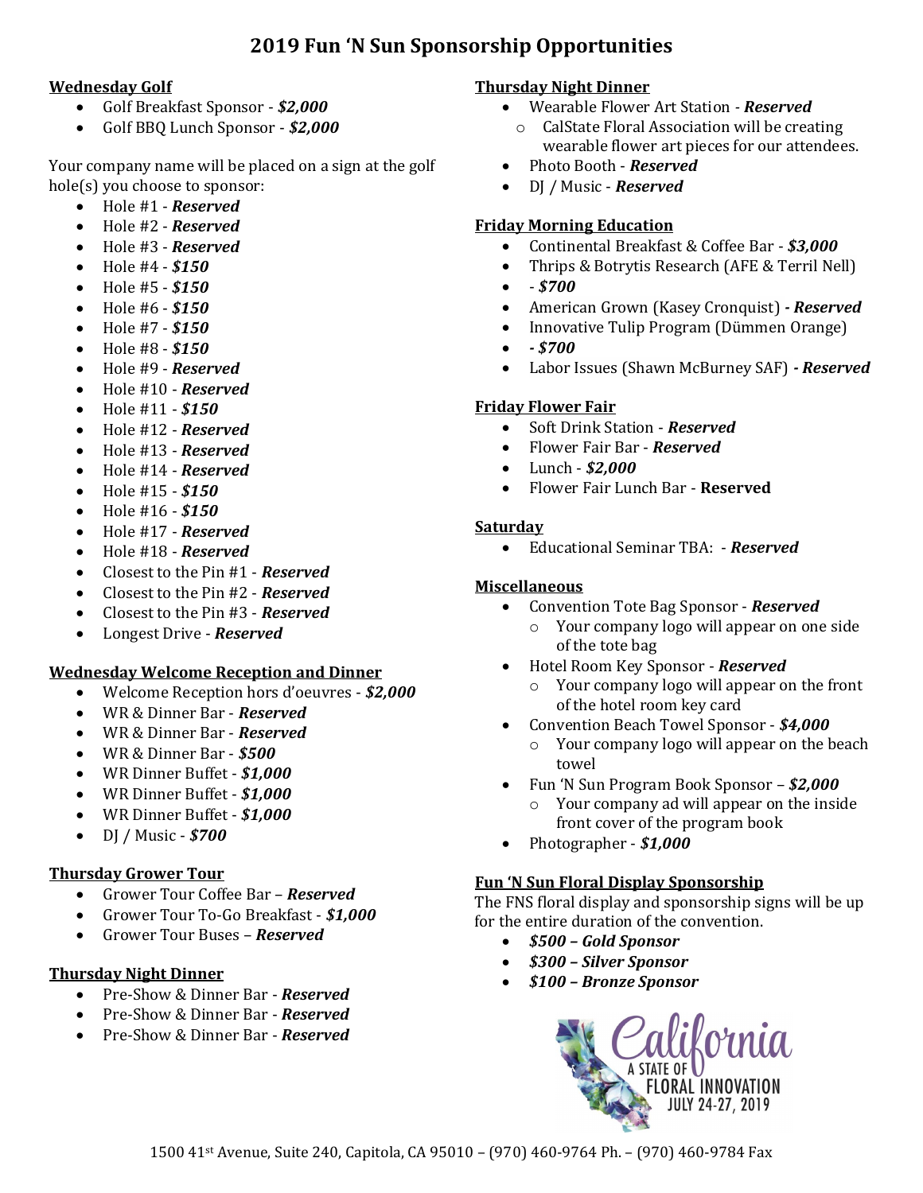# 2019 Fun 'N Sun Sponsorship Opportunities

## Wednesday Golf

- Golf Breakfast Sponsor - ***$2,000***
- Golf BBQ Lunch Sponsor - ***$2,000***

Your company name will be placed on a sign at the golf hole(s) you choose to sponsor:

- Hole #1 - ***Reserved***
- Hole #2 - ***Reserved***
- Hole #3 - ***Reserved***
- Hole #4 - ***$150***
- Hole #5 - ***$150***
- Hole #6 - ***$150***
- Hole #7 - ***$150***
- Hole #8 - ***$150***
- Hole #9 - ***Reserved***
- Hole #10 - ***Reserved***
- Hole #11 - ***$150***
- Hole #12 - ***Reserved***
- Hole #13 - ***Reserved***
- Hole #14 - ***Reserved***
- Hole #15 - ***$150***
- Hole #16 - ***$150***
- Hole #17 - ***Reserved***
- Hole #18 - ***Reserved***
- Closest to the Pin #1 - ***Reserved***
- Closest to the Pin #2 - ***Reserved***
- Closest to the Pin #3 - ***Reserved***
- Longest Drive - ***Reserved***

## Wednesday Welcome Reception and Dinner

- Welcome Reception hors d'oeuvres - ***$2,000***
- WR & Dinner Bar - ***Reserved***
- WR & Dinner Bar - ***Reserved***
- WR & Dinner Bar - ***$500***
- WR Dinner Buffet - ***$1,000***
- WR Dinner Buffet - ***$1,000***
- WR Dinner Buffet - ***$1,000***
- DJ / Music - ***$700***

## Thursday Grower Tour

- Grower Tour Coffee Bar – ***Reserved***
- Grower Tour To-Go Breakfast - ***$1,000***
- Grower Tour Buses – ***Reserved***

## Thursday Night Dinner

- Pre-Show & Dinner Bar - ***Reserved***
- Pre-Show & Dinner Bar - ***Reserved***
- Pre-Show & Dinner Bar - ***Reserved***
- Wearable Flower Art Station - ***Reserved***
  - CalState Floral Association will be creating wearable flower art pieces for our attendees.
- Photo Booth - ***Reserved***
- DJ / Music - ***Reserved***

## Friday Morning Education

- Continental Breakfast & Coffee Bar - ***$3,000***
- Thrips & Botrytis Research (AFE & Terril Nell)
- - ***$700***
- American Grown (Kasey Cronquist) ***- Reserved***
- Innovative Tulip Program (Dümmen Orange)
- ***- $700***
- Labor Issues (Shawn McBurney SAF) ***- Reserved***

## Friday Flower Fair

- Soft Drink Station - ***Reserved***
- Flower Fair Bar - ***Reserved***
- Lunch - ***$2,000***
- Flower Fair Lunch Bar - **Reserved**

## Saturday

- Educational Seminar TBA: - ***Reserved***

## Miscellaneous

- Convention Tote Bag Sponsor - ***Reserved***
  - Your company logo will appear on one side of the tote bag
- Hotel Room Key Sponsor - ***Reserved***
  - Your company logo will appear on the front of the hotel room key card
- Convention Beach Towel Sponsor - ***$4,000***
  - Your company logo will appear on the beach towel
- Fun 'N Sun Program Book Sponsor – ***$2,000***
  - Your company ad will appear on the inside front cover of the program book
- Photographer - ***$1,000***

## Fun 'N Sun Floral Display Sponsorship

The FNS floral display and sponsorship signs will be up for the entire duration of the convention.

- ***$500 – Gold Sponsor***
- ***$300 – Silver Sponsor***
- ***$100 – Bronze Sponsor***

California A STATE OF FLORAL INNOVATION JULY 24-27, 2019

1500 41st Avenue, Suite 240, Capitola, CA 95010 – (970) 460-9764 Ph. – (970) 460-9784 Fax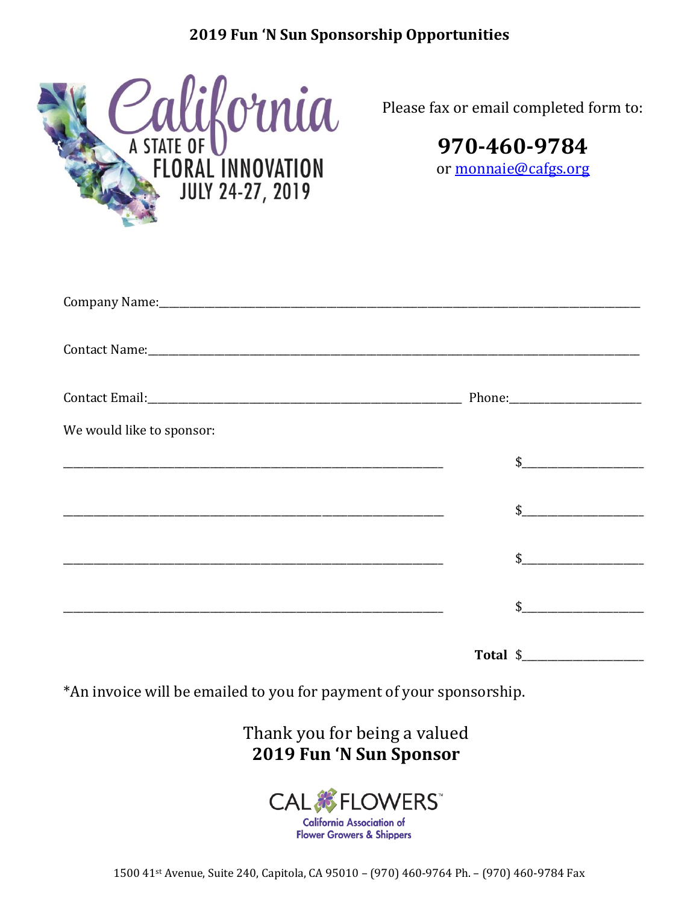# 2019 Fun 'N Sun Sponsorship Opportunities

California
A STATE OF
FLORAL INNOVATION
JULY 24-27, 2019

Please fax or email completed form to:

**970-460-9784**
or monnaie@cafgs.org

Company Name:\_\_\_\_\_\_\_\_\_\_\_\_\_\_\_\_\_\_\_\_\_\_\_\_\_\_\_\_\_\_\_\_\_\_\_\_\_\_\_\_\_\_\_\_\_\_\_\_\_\_\_\_\_\_\_\_\_\_\_\_

Contact Name:\_\_\_\_\_\_\_\_\_\_\_\_\_\_\_\_\_\_\_\_\_\_\_\_\_\_\_\_\_\_\_\_\_\_\_\_\_\_\_\_\_\_\_\_\_\_\_\_\_\_\_\_\_\_\_\_\_\_\_\_\_

Contact Email:\_\_\_\_\_\_\_\_\_\_\_\_\_\_\_\_\_\_\_\_\_\_\_\_\_\_\_\_\_\_\_\_\_\_\_\_\_\_ Phone:\_\_\_\_\_\_\_\_\_\_\_\_\_\_\_\_

We would like to sponsor:

\_\_\_\_\_\_\_\_\_\_\_\_\_\_\_\_\_\_\_\_\_\_\_\_\_\_\_\_\_\_\_\_\_\_\_\_\_\_\_\_\_\_\_\_ $\_\_\_\_\_\_\_\_\_\_\_\_\_\_\_

\_\_\_\_\_\_\_\_\_\_\_\_\_\_\_\_\_\_\_\_\_\_\_\_\_\_\_\_\_\_\_\_\_\_\_\_\_\_\_\_\_\_\_\_ $\_\_\_\_\_\_\_\_\_\_\_\_\_\_\_

\_\_\_\_\_\_\_\_\_\_\_\_\_\_\_\_\_\_\_\_\_\_\_\_\_\_\_\_\_\_\_\_\_\_\_\_\_\_\_\_\_\_\_\_ $\_\_\_\_\_\_\_\_\_\_\_\_\_\_\_

\_\_\_\_\_\_\_\_\_\_\_\_\_\_\_\_\_\_\_\_\_\_\_\_\_\_\_\_\_\_\_\_\_\_\_\_\_\_\_\_\_\_\_\_ $\_\_\_\_\_\_\_\_\_\_\_\_\_\_\_

**Total** $\_\_\_\_\_\_\_\_\_\_\_\_\_\_\_

*An invoice will be emailed to you for payment of your sponsorship.

Thank you for being a valued
**2019 Fun 'N Sun Sponsor**

CAL FLOWERS™
California Association of
Flower Growers & Shippers

1500 41st Avenue, Suite 240, Capitola, CA 95010 – (970) 460-9764 Ph. – (970) 460-9784 Fax